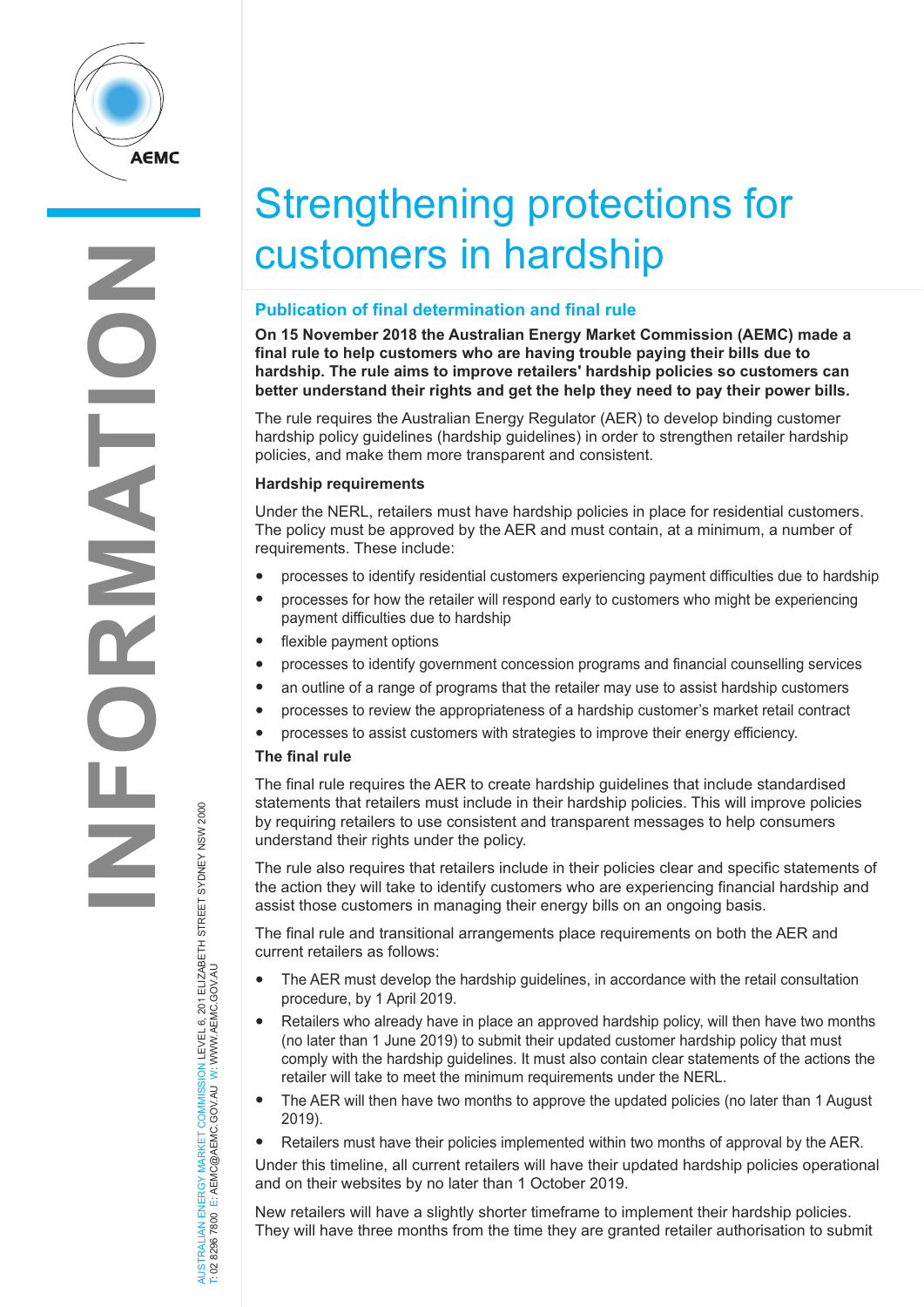# Strengthening protections for customers in hardship

## Publication of final determination and final rule

**On 15 November 2018 the Australian Energy Market Commission (AEMC) made a final rule to help customers who are having trouble paying their bills due to hardship. The rule aims to improve retailers' hardship policies so customers can better understand their rights and get the help they need to pay their power bills.**

The rule requires the Australian Energy Regulator (AER) to develop binding customer hardship policy guidelines (hardship guidelines) in order to strengthen retailer hardship policies, and make them more transparent and consistent.

### Hardship requirements

Under the NERL, retailers must have hardship policies in place for residential customers. The policy must be approved by the AER and must contain, at a minimum, a number of requirements. These include:

- processes to identify residential customers experiencing payment difficulties due to hardship
- processes for how the retailer will respond early to customers who might be experiencing payment difficulties due to hardship
- flexible payment options
- processes to identify government concession programs and financial counselling services
- an outline of a range of programs that the retailer may use to assist hardship customers
- processes to review the appropriateness of a hardship customer's market retail contract
- processes to assist customers with strategies to improve their energy efficiency.

### The final rule

The final rule requires the AER to create hardship guidelines that include standardised statements that retailers must include in their hardship policies. This will improve policies by requiring retailers to use consistent and transparent messages to help consumers understand their rights under the policy.

The rule also requires that retailers include in their policies clear and specific statements of the action they will take to identify customers who are experiencing financial hardship and assist those customers in managing their energy bills on an ongoing basis.

The final rule and transitional arrangements place requirements on both the AER and current retailers as follows:

- The AER must develop the hardship guidelines, in accordance with the retail consultation procedure, by 1 April 2019.
- Retailers who already have in place an approved hardship policy, will then have two months (no later than 1 June 2019) to submit their updated customer hardship policy that must comply with the hardship guidelines. It must also contain clear statements of the actions the retailer will take to meet the minimum requirements under the NERL.
- The AER will then have two months to approve the updated policies (no later than 1 August 2019).
- Retailers must have their policies implemented within two months of approval by the AER.

Under this timeline, all current retailers will have their updated hardship policies operational and on their websites by no later than 1 October 2019.

New retailers will have a slightly shorter timeframe to implement their hardship policies. They will have three months from the time they are granted retailer authorisation to submit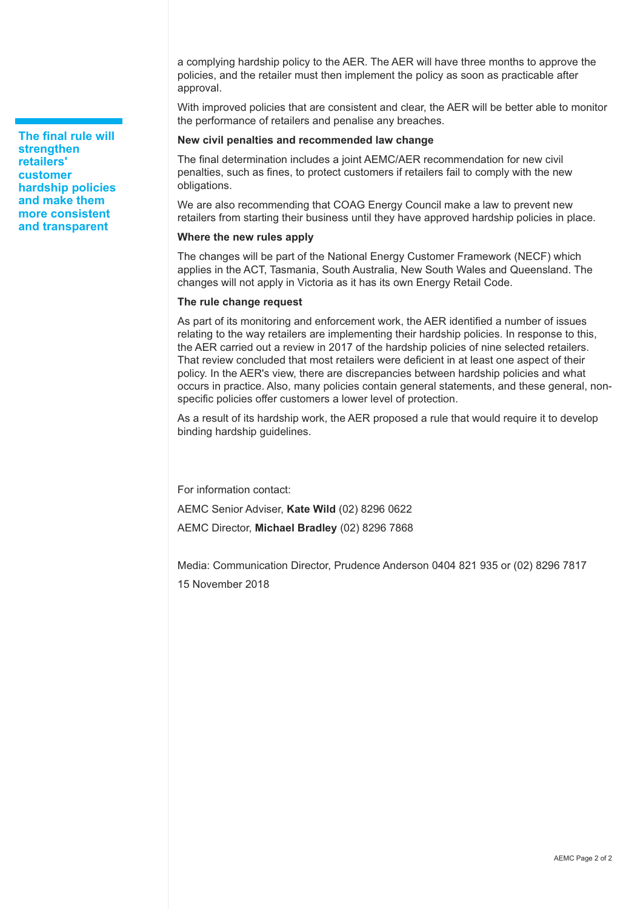**The final rule will strengthen retailers' customer hardship policies and make them more consistent and transparent**

a complying hardship policy to the AER. The AER will have three months to approve the policies, and the retailer must then implement the policy as soon as practicable after approval.

With improved policies that are consistent and clear, the AER will be better able to monitor the performance of retailers and penalise any breaches.

**New civil penalties and recommended law change**

The final determination includes a joint AEMC/AER recommendation for new civil penalties, such as fines, to protect customers if retailers fail to comply with the new obligations.

We are also recommending that COAG Energy Council make a law to prevent new retailers from starting their business until they have approved hardship policies in place.

**Where the new rules apply**

The changes will be part of the National Energy Customer Framework (NECF) which applies in the ACT, Tasmania, South Australia, New South Wales and Queensland. The changes will not apply in Victoria as it has its own Energy Retail Code.

**The rule change request**

As part of its monitoring and enforcement work, the AER identified a number of issues relating to the way retailers are implementing their hardship policies. In response to this, the AER carried out a review in 2017 of the hardship policies of nine selected retailers. That review concluded that most retailers were deficient in at least one aspect of their policy. In the AER's view, there are discrepancies between hardship policies and what occurs in practice. Also, many policies contain general statements, and these general, non-specific policies offer customers a lower level of protection.

As a result of its hardship work, the AER proposed a rule that would require it to develop binding hardship guidelines.

For information contact:

AEMC Senior Adviser, **Kate Wild** (02) 8296 0622

AEMC Director, **Michael Bradley** (02) 8296 7868

Media: Communication Director, Prudence Anderson 0404 821 935 or (02) 8296 7817

15 November 2018